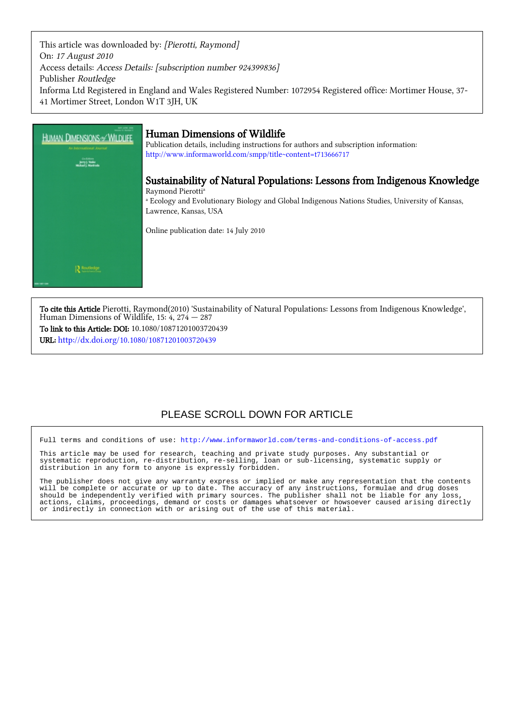This article was downloaded by: *[Pierotti, Raymond]*
On: *17 August 2010*
Access details: *Access Details: [subscription number 924399836]*
Publisher *Routledge*
Informa Ltd Registered in England and Wales Registered Number: 1072954 Registered office: Mortimer House, 37-41 Mortimer Street, London W1T 3JH, UK

# Human Dimensions of Wildlife

Publication details, including instructions for authors and subscription information:
http://www.informaworld.com/smpp/title~content=t713666717

## Sustainability of Natural Populations: Lessons from Indigenous Knowledge

Raymond Pierotti[a]

[a] Ecology and Evolutionary Biology and Global Indigenous Nations Studies, University of Kansas, Lawrence, Kansas, USA

Online publication date: 14 July 2010

**To cite this Article** Pierotti, Raymond(2010) 'Sustainability of Natural Populations: Lessons from Indigenous Knowledge', Human Dimensions of Wildlife, 15: 4, 274 — 287

**To link to this Article: DOI:** 10.1080/10871201003720439

**URL:** http://dx.doi.org/10.1080/10871201003720439

PLEASE SCROLL DOWN FOR ARTICLE

Full terms and conditions of use: http://www.informaworld.com/terms-and-conditions-of-access.pdf

This article may be used for research, teaching and private study purposes. Any substantial or systematic reproduction, re-distribution, re-selling, loan or sub-licensing, systematic supply or distribution in any form to anyone is expressly forbidden.

The publisher does not give any warranty express or implied or make any representation that the contents will be complete or accurate or up to date. The accuracy of any instructions, formulae and drug doses should be independently verified with primary sources. The publisher shall not be liable for any loss, actions, claims, proceedings, demand or costs or damages whatsoever or howsoever caused arising directly or indirectly in connection with or arising out of the use of this material.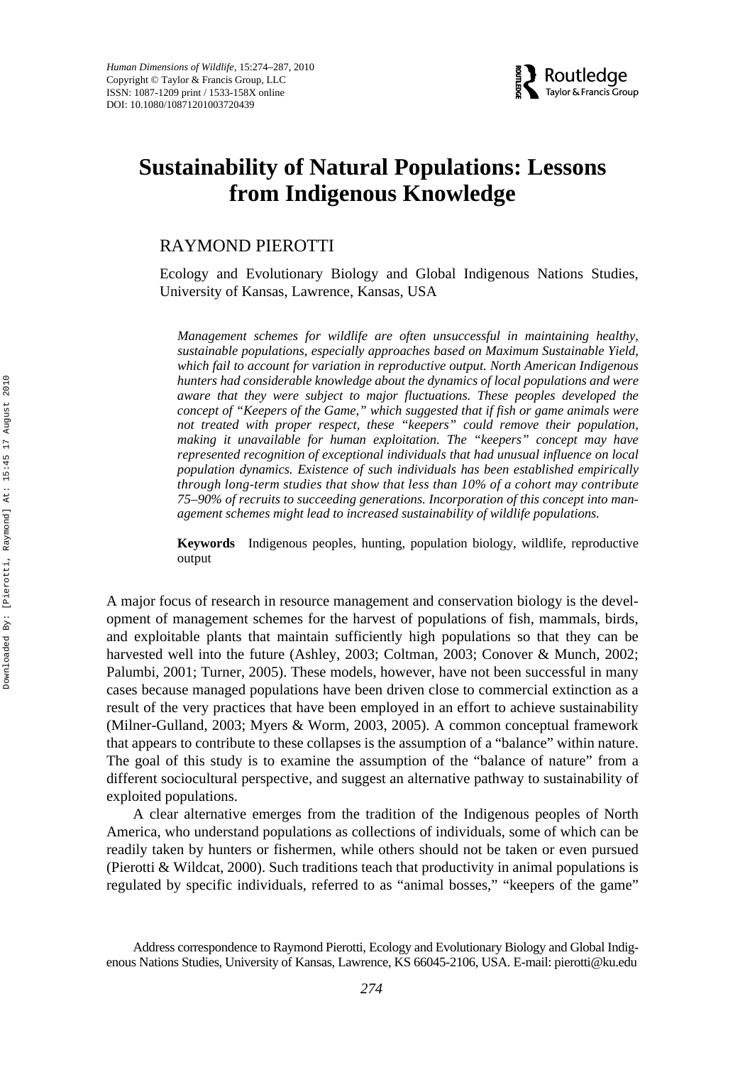# Sustainability of Natural Populations: Lessons from Indigenous Knowledge

RAYMOND PIEROTTI

Ecology and Evolutionary Biology and Global Indigenous Nations Studies, University of Kansas, Lawrence, Kansas, USA

*Management schemes for wildlife are often unsuccessful in maintaining healthy, sustainable populations, especially approaches based on Maximum Sustainable Yield, which fail to account for variation in reproductive output. North American Indigenous hunters had considerable knowledge about the dynamics of local populations and were aware that they were subject to major fluctuations. These peoples developed the concept of "Keepers of the Game," which suggested that if fish or game animals were not treated with proper respect, these "keepers" could remove their population, making it unavailable for human exploitation. The "keepers" concept may have represented recognition of exceptional individuals that had unusual influence on local population dynamics. Existence of such individuals has been established empirically through long-term studies that show that less than 10% of a cohort may contribute 75–90% of recruits to succeeding generations. Incorporation of this concept into management schemes might lead to increased sustainability of wildlife populations.*

**Keywords** Indigenous peoples, hunting, population biology, wildlife, reproductive output

A major focus of research in resource management and conservation biology is the development of management schemes for the harvest of populations of fish, mammals, birds, and exploitable plants that maintain sufficiently high populations so that they can be harvested well into the future (Ashley, 2003; Coltman, 2003; Conover & Munch, 2002; Palumbi, 2001; Turner, 2005). These models, however, have not been successful in many cases because managed populations have been driven close to commercial extinction as a result of the very practices that have been employed in an effort to achieve sustainability (Milner-Gulland, 2003; Myers & Worm, 2003, 2005). A common conceptual framework that appears to contribute to these collapses is the assumption of a "balance" within nature. The goal of this study is to examine the assumption of the "balance of nature" from a different sociocultural perspective, and suggest an alternative pathway to sustainability of exploited populations.

A clear alternative emerges from the tradition of the Indigenous peoples of North America, who understand populations as collections of individuals, some of which can be readily taken by hunters or fishermen, while others should not be taken or even pursued (Pierotti & Wildcat, 2000). Such traditions teach that productivity in animal populations is regulated by specific individuals, referred to as "animal bosses," "keepers of the game"

Address correspondence to Raymond Pierotti, Ecology and Evolutionary Biology and Global Indigenous Nations Studies, University of Kansas, Lawrence, KS 66045-2106, USA. E-mail: pierotti@ku.edu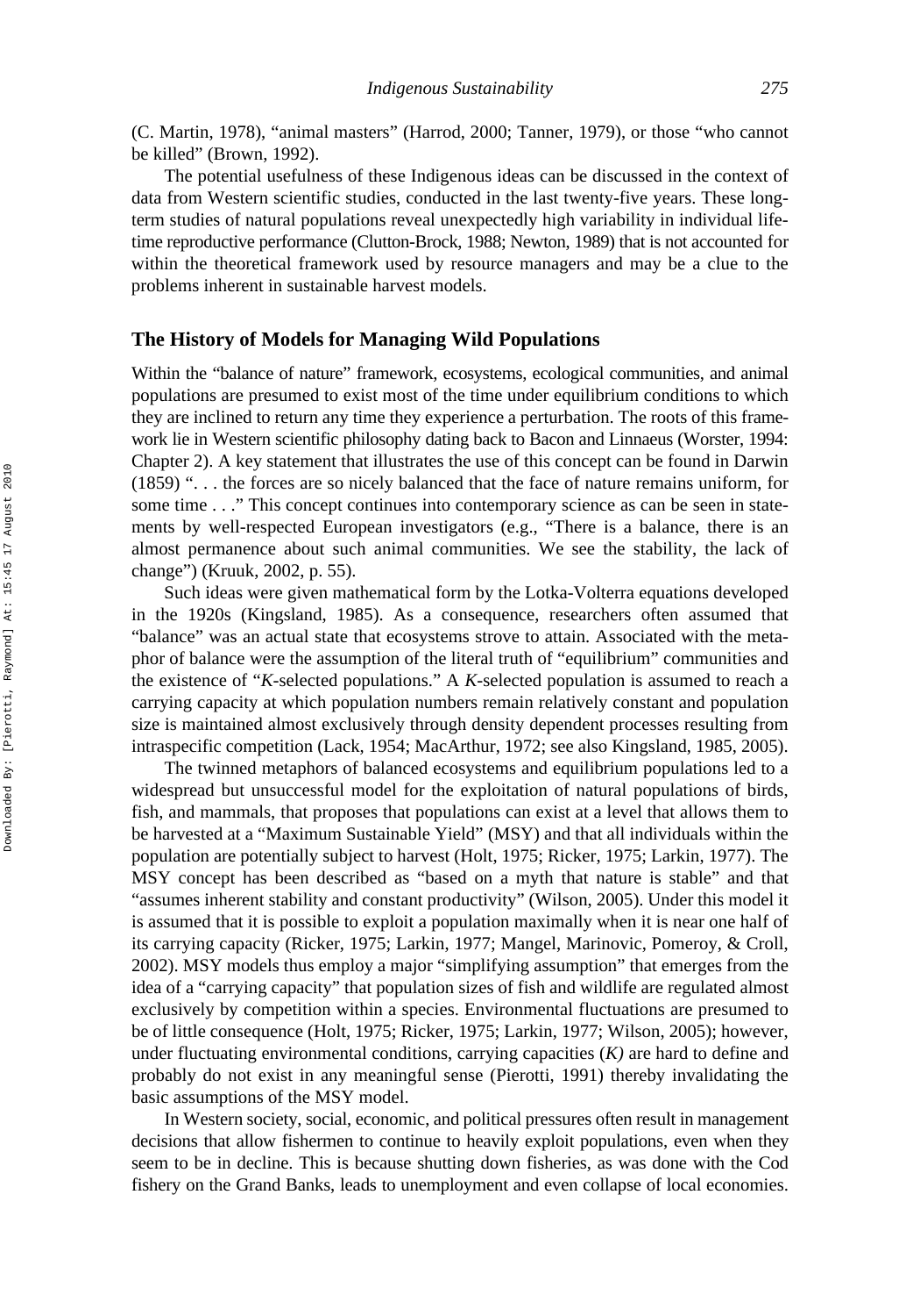(C. Martin, 1978), "animal masters" (Harrod, 2000; Tanner, 1979), or those "who cannot be killed" (Brown, 1992).

The potential usefulness of these Indigenous ideas can be discussed in the context of data from Western scientific studies, conducted in the last twenty-five years. These long-term studies of natural populations reveal unexpectedly high variability in individual lifetime reproductive performance (Clutton-Brock, 1988; Newton, 1989) that is not accounted for within the theoretical framework used by resource managers and may be a clue to the problems inherent in sustainable harvest models.

## The History of Models for Managing Wild Populations

Within the "balance of nature" framework, ecosystems, ecological communities, and animal populations are presumed to exist most of the time under equilibrium conditions to which they are inclined to return any time they experience a perturbation. The roots of this framework lie in Western scientific philosophy dating back to Bacon and Linnaeus (Worster, 1994: Chapter 2). A key statement that illustrates the use of this concept can be found in Darwin (1859) ". . . the forces are so nicely balanced that the face of nature remains uniform, for some time . . ." This concept continues into contemporary science as can be seen in statements by well-respected European investigators (e.g., "There is a balance, there is an almost permanence about such animal communities. We see the stability, the lack of change") (Kruuk, 2002, p. 55).

Such ideas were given mathematical form by the Lotka-Volterra equations developed in the 1920s (Kingsland, 1985). As a consequence, researchers often assumed that "balance" was an actual state that ecosystems strove to attain. Associated with the metaphor of balance were the assumption of the literal truth of "equilibrium" communities and the existence of "*K*-selected populations." A *K*-selected population is assumed to reach a carrying capacity at which population numbers remain relatively constant and population size is maintained almost exclusively through density dependent processes resulting from intraspecific competition (Lack, 1954; MacArthur, 1972; see also Kingsland, 1985, 2005).

The twinned metaphors of balanced ecosystems and equilibrium populations led to a widespread but unsuccessful model for the exploitation of natural populations of birds, fish, and mammals, that proposes that populations can exist at a level that allows them to be harvested at a "Maximum Sustainable Yield" (MSY) and that all individuals within the population are potentially subject to harvest (Holt, 1975; Ricker, 1975; Larkin, 1977). The MSY concept has been described as "based on a myth that nature is stable" and that "assumes inherent stability and constant productivity" (Wilson, 2005). Under this model it is assumed that it is possible to exploit a population maximally when it is near one half of its carrying capacity (Ricker, 1975; Larkin, 1977; Mangel, Marinovic, Pomeroy, & Croll, 2002). MSY models thus employ a major "simplifying assumption" that emerges from the idea of a "carrying capacity" that population sizes of fish and wildlife are regulated almost exclusively by competition within a species. Environmental fluctuations are presumed to be of little consequence (Holt, 1975; Ricker, 1975; Larkin, 1977; Wilson, 2005); however, under fluctuating environmental conditions, carrying capacities ($K$) are hard to define and probably do not exist in any meaningful sense (Pierotti, 1991) thereby invalidating the basic assumptions of the MSY model.

In Western society, social, economic, and political pressures often result in management decisions that allow fishermen to continue to heavily exploit populations, even when they seem to be in decline. This is because shutting down fisheries, as was done with the Cod fishery on the Grand Banks, leads to unemployment and even collapse of local economies.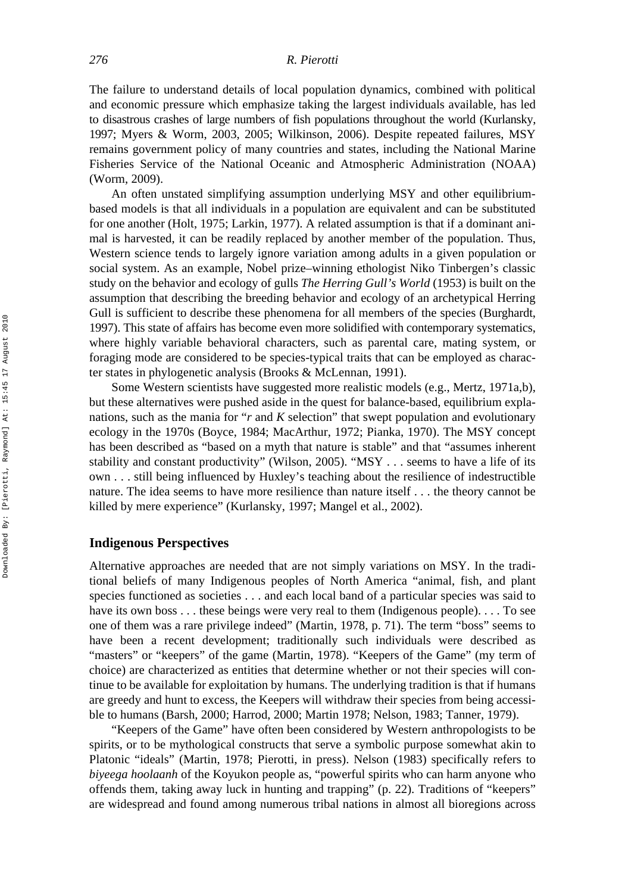The failure to understand details of local population dynamics, combined with political and economic pressure which emphasize taking the largest individuals available, has led to disastrous crashes of large numbers of fish populations throughout the world (Kurlansky, 1997; Myers & Worm, 2003, 2005; Wilkinson, 2006). Despite repeated failures, MSY remains government policy of many countries and states, including the National Marine Fisheries Service of the National Oceanic and Atmospheric Administration (NOAA) (Worm, 2009).

An often unstated simplifying assumption underlying MSY and other equilibrium-based models is that all individuals in a population are equivalent and can be substituted for one another (Holt, 1975; Larkin, 1977). A related assumption is that if a dominant animal is harvested, it can be readily replaced by another member of the population. Thus, Western science tends to largely ignore variation among adults in a given population or social system. As an example, Nobel prize–winning ethologist Niko Tinbergen's classic study on the behavior and ecology of gulls *The Herring Gull's World* (1953) is built on the assumption that describing the breeding behavior and ecology of an archetypical Herring Gull is sufficient to describe these phenomena for all members of the species (Burghardt, 1997). This state of affairs has become even more solidified with contemporary systematics, where highly variable behavioral characters, such as parental care, mating system, or foraging mode are considered to be species-typical traits that can be employed as character states in phylogenetic analysis (Brooks & McLennan, 1991).

Some Western scientists have suggested more realistic models (e.g., Mertz, 1971a,b), but these alternatives were pushed aside in the quest for balance-based, equilibrium explanations, such as the mania for "*r* and *K* selection" that swept population and evolutionary ecology in the 1970s (Boyce, 1984; MacArthur, 1972; Pianka, 1970). The MSY concept has been described as "based on a myth that nature is stable" and that "assumes inherent stability and constant productivity" (Wilson, 2005). "MSY . . . seems to have a life of its own . . . still being influenced by Huxley's teaching about the resilience of indestructible nature. The idea seems to have more resilience than nature itself . . . the theory cannot be killed by mere experience" (Kurlansky, 1997; Mangel et al., 2002).

## Indigenous Perspectives

Alternative approaches are needed that are not simply variations on MSY. In the traditional beliefs of many Indigenous peoples of North America "animal, fish, and plant species functioned as societies . . . and each local band of a particular species was said to have its own boss . . . these beings were very real to them (Indigenous people). . . . To see one of them was a rare privilege indeed" (Martin, 1978, p. 71). The term "boss" seems to have been a recent development; traditionally such individuals were described as "masters" or "keepers" of the game (Martin, 1978). "Keepers of the Game" (my term of choice) are characterized as entities that determine whether or not their species will continue to be available for exploitation by humans. The underlying tradition is that if humans are greedy and hunt to excess, the Keepers will withdraw their species from being accessible to humans (Barsh, 2000; Harrod, 2000; Martin 1978; Nelson, 1983; Tanner, 1979).

"Keepers of the Game" have often been considered by Western anthropologists to be spirits, or to be mythological constructs that serve a symbolic purpose somewhat akin to Platonic "ideals" (Martin, 1978; Pierotti, in press). Nelson (1983) specifically refers to *biyeega hoolaanh* of the Koyukon people as, "powerful spirits who can harm anyone who offends them, taking away luck in hunting and trapping" (p. 22). Traditions of "keepers" are widespread and found among numerous tribal nations in almost all bioregions across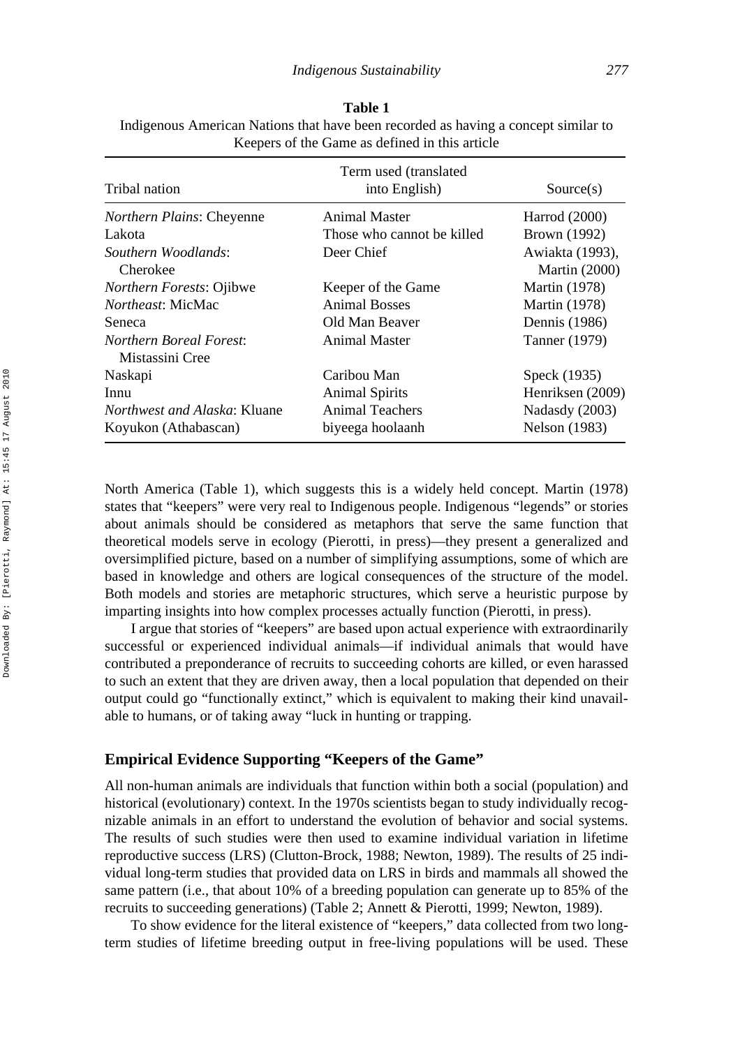**Table 1**
Indigenous American Nations that have been recorded as having a concept similar to Keepers of the Game as defined in this article

| Tribal nation | Term used (translated into English) | Source(s) |
|---|---|---|
| *Northern Plains*: Cheyenne | Animal Master | Harrod (2000) |
| Lakota | Those who cannot be killed | Brown (1992) |
| *Southern Woodlands*: Cherokee | Deer Chief | Awiakta (1993), Martin (2000) |
| *Northern Forests*: Ojibwe | Keeper of the Game | Martin (1978) |
| *Northeast*: MicMac | Animal Bosses | Martin (1978) |
| Seneca | Old Man Beaver | Dennis (1986) |
| *Northern Boreal Forest*: Mistassini Cree | Animal Master | Tanner (1979) |
| Naskapi | Caribou Man | Speck (1935) |
| Innu | Animal Spirits | Henriksen (2009) |
| *Northwest and Alaska*: Kluane | Animal Teachers | Nadasdy (2003) |
| Koyukon (Athabascan) | biyeega hoolaanh | Nelson (1983) |

North America (Table 1), which suggests this is a widely held concept. Martin (1978) states that "keepers" were very real to Indigenous people. Indigenous "legends" or stories about animals should be considered as metaphors that serve the same function that theoretical models serve in ecology (Pierotti, in press)—they present a generalized and oversimplified picture, based on a number of simplifying assumptions, some of which are based in knowledge and others are logical consequences of the structure of the model. Both models and stories are metaphoric structures, which serve a heuristic purpose by imparting insights into how complex processes actually function (Pierotti, in press).

I argue that stories of "keepers" are based upon actual experience with extraordinarily successful or experienced individual animals—if individual animals that would have contributed a preponderance of recruits to succeeding cohorts are killed, or even harassed to such an extent that they are driven away, then a local population that depended on their output could go "functionally extinct," which is equivalent to making their kind unavailable to humans, or of taking away "luck in hunting or trapping.

## Empirical Evidence Supporting "Keepers of the Game"

All non-human animals are individuals that function within both a social (population) and historical (evolutionary) context. In the 1970s scientists began to study individually recognizable animals in an effort to understand the evolution of behavior and social systems. The results of such studies were then used to examine individual variation in lifetime reproductive success (LRS) (Clutton-Brock, 1988; Newton, 1989). The results of 25 individual long-term studies that provided data on LRS in birds and mammals all showed the same pattern (i.e., that about 10% of a breeding population can generate up to 85% of the recruits to succeeding generations) (Table 2; Annett & Pierotti, 1999; Newton, 1989).

To show evidence for the literal existence of "keepers," data collected from two long-term studies of lifetime breeding output in free-living populations will be used. These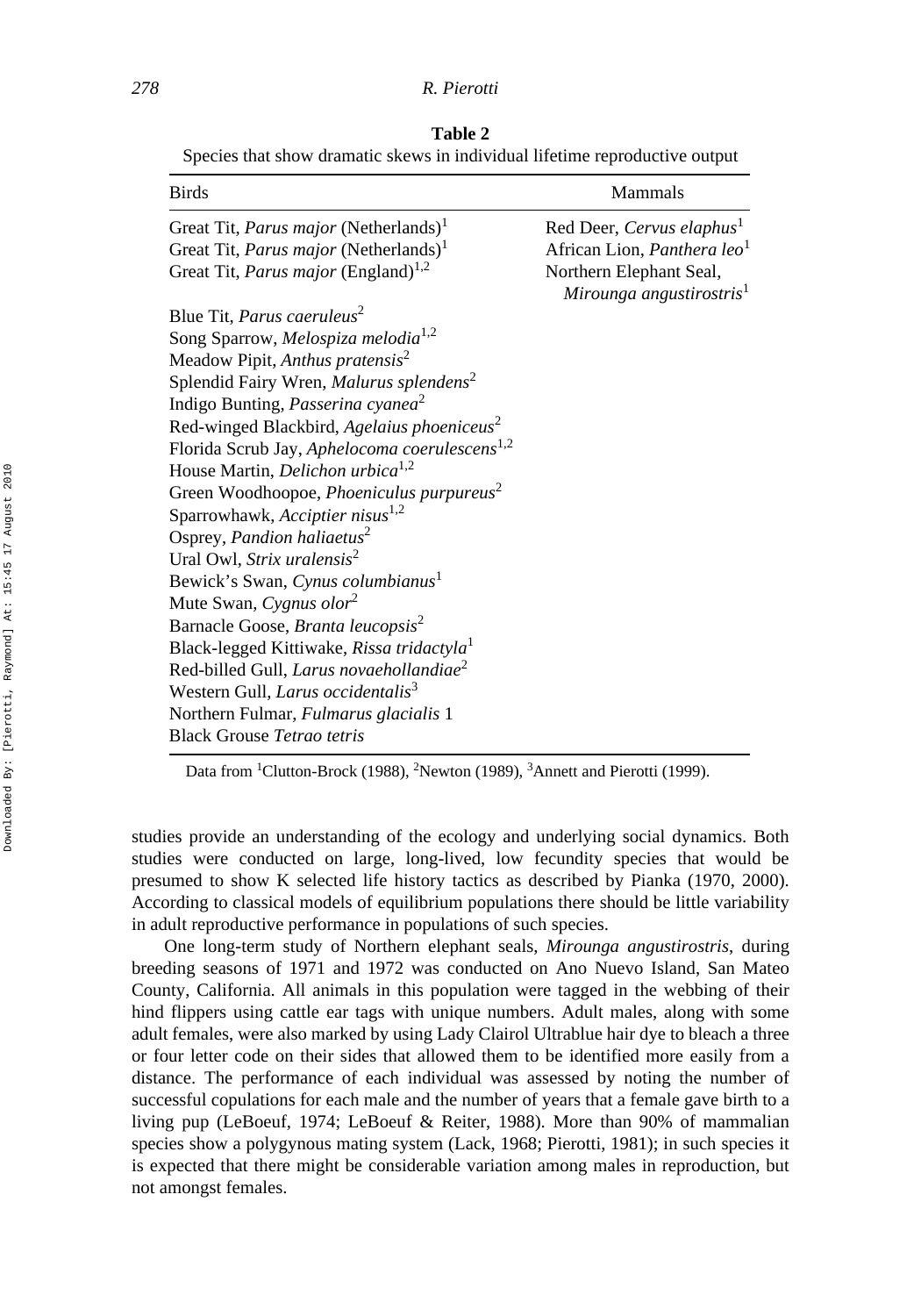**Table 2**

Species that show dramatic skews in individual lifetime reproductive output

| Birds | Mammals |
|---|---|
| Great Tit, *Parus major* (Netherlands)[1] | Red Deer, *Cervus elaphus*[1] |
| Great Tit, *Parus major* (Netherlands)[1] | African Lion, *Panthera leo*[1] |
| Great Tit, *Parus major* (England)[1,2] | Northern Elephant Seal, *Mirounga angustirostris*[1] |
| Blue Tit, *Parus caeruleus*[2] | |
| Song Sparrow, *Melospiza melodia*[1,2] | |
| Meadow Pipit, *Anthus pratensis*[2] | |
| Splendid Fairy Wren, *Malurus splendens*[2] | |
| Indigo Bunting, *Passerina cyanea*[2] | |
| Red-winged Blackbird, *Agelaius phoeniceus*[2] | |
| Florida Scrub Jay, *Aphelocoma coerulescens*[1,2] | |
| House Martin, *Delichon urbica*[1,2] | |
| Green Woodhoopoe, *Phoeniculus purpureus*[2] | |
| Sparrowhawk, *Acciptier nisus*[1,2] | |
| Osprey, *Pandion haliaetus*[2] | |
| Ural Owl, *Strix uralensis*[2] | |
| Bewick's Swan, *Cynus columbianus*[1] | |
| Mute Swan, *Cygnus olor*[2] | |
| Barnacle Goose, *Branta leucopsis*[2] | |
| Black-legged Kittiwake, *Rissa tridactyla*[1] | |
| Red-billed Gull, *Larus novaehollandiae*[2] | |
| Western Gull, *Larus occidentalis*[3] | |
| Northern Fulmar, *Fulmarus glacialis* 1 | |
| Black Grouse *Tetrao tetris* | |

Data from [1]Clutton-Brock (1988), [2]Newton (1989), [3]Annett and Pierotti (1999).

studies provide an understanding of the ecology and underlying social dynamics. Both studies were conducted on large, long-lived, low fecundity species that would be presumed to show K selected life history tactics as described by Pianka (1970, 2000). According to classical models of equilibrium populations there should be little variability in adult reproductive performance in populations of such species.

One long-term study of Northern elephant seals, *Mirounga angustirostris*, during breeding seasons of 1971 and 1972 was conducted on Ano Nuevo Island, San Mateo County, California. All animals in this population were tagged in the webbing of their hind flippers using cattle ear tags with unique numbers. Adult males, along with some adult females, were also marked by using Lady Clairol Ultrablue hair dye to bleach a three or four letter code on their sides that allowed them to be identified more easily from a distance. The performance of each individual was assessed by noting the number of successful copulations for each male and the number of years that a female gave birth to a living pup (LeBoeuf, 1974; LeBoeuf & Reiter, 1988). More than 90% of mammalian species show a polygynous mating system (Lack, 1968; Pierotti, 1981); in such species it is expected that there might be considerable variation among males in reproduction, but not amongst females.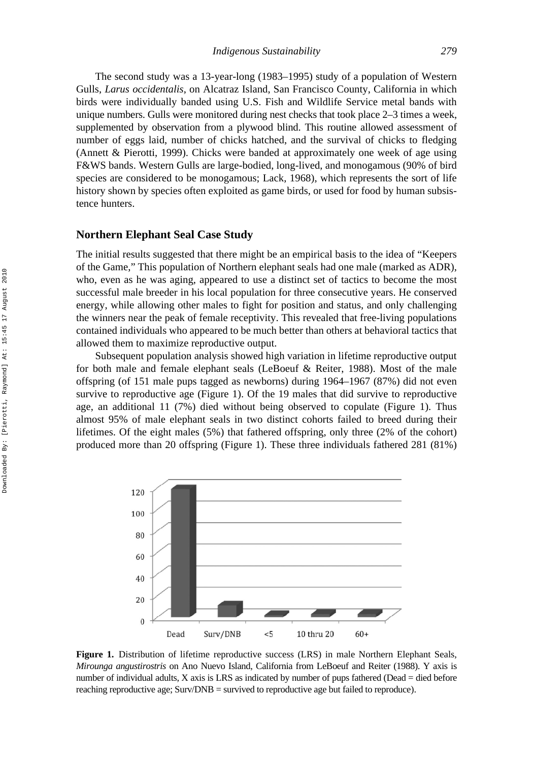The second study was a 13-year-long (1983–1995) study of a population of Western Gulls, *Larus occidentalis*, on Alcatraz Island, San Francisco County, California in which birds were individually banded using U.S. Fish and Wildlife Service metal bands with unique numbers. Gulls were monitored during nest checks that took place 2–3 times a week, supplemented by observation from a plywood blind. This routine allowed assessment of number of eggs laid, number of chicks hatched, and the survival of chicks to fledging (Annett & Pierotti, 1999). Chicks were banded at approximately one week of age using F&WS bands. Western Gulls are large-bodied, long-lived, and monogamous (90% of bird species are considered to be monogamous; Lack, 1968), which represents the sort of life history shown by species often exploited as game birds, or used for food by human subsistence hunters.

## Northern Elephant Seal Case Study

The initial results suggested that there might be an empirical basis to the idea of "Keepers of the Game," This population of Northern elephant seals had one male (marked as ADR), who, even as he was aging, appeared to use a distinct set of tactics to become the most successful male breeder in his local population for three consecutive years. He conserved energy, while allowing other males to fight for position and status, and only challenging the winners near the peak of female receptivity. This revealed that free-living populations contained individuals who appeared to be much better than others at behavioral tactics that allowed them to maximize reproductive output.

Subsequent population analysis showed high variation in lifetime reproductive output for both male and female elephant seals (LeBoeuf & Reiter, 1988). Most of the male offspring (of 151 male pups tagged as newborns) during 1964–1967 (87%) did not even survive to reproductive age (Figure 1). Of the 19 males that did survive to reproductive age, an additional 11 (7%) died without being observed to copulate (Figure 1). Thus almost 95% of male elephant seals in two distinct cohorts failed to breed during their lifetimes. Of the eight males (5%) that fathered offspring, only three (2% of the cohort) produced more than 20 offspring (Figure 1). These three individuals fathered 281 (81%)

**Figure 1.** Distribution of lifetime reproductive success (LRS) in male Northern Elephant Seals, *Mirounga angustirostris* on Ano Nuevo Island, California from LeBoeuf and Reiter (1988). Y axis is number of individual adults, X axis is LRS as indicated by number of pups fathered (Dead = died before reaching reproductive age; Surv/DNB = survived to reproductive age but failed to reproduce).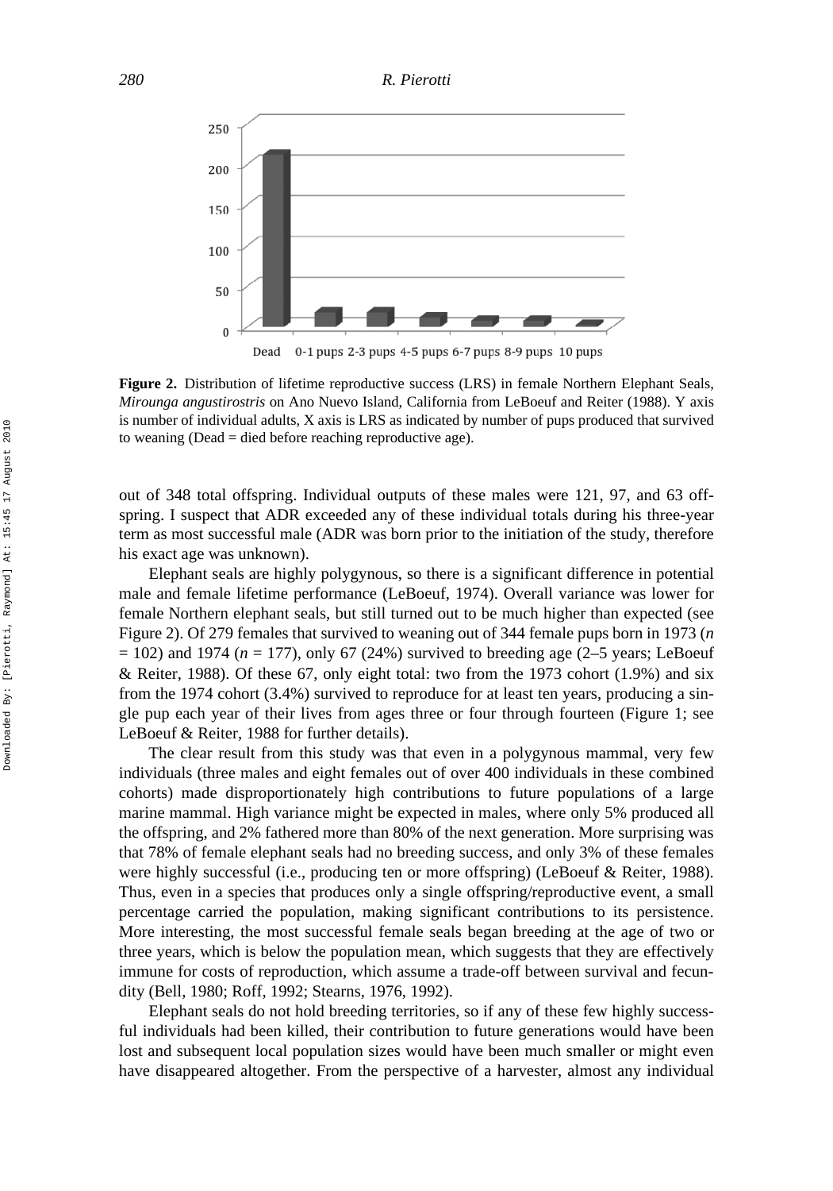**Figure 2.** Distribution of lifetime reproductive success (LRS) in female Northern Elephant Seals, *Mirounga angustirostris* on Ano Nuevo Island, California from LeBoeuf and Reiter (1988). Y axis is number of individual adults, X axis is LRS as indicated by number of pups produced that survived to weaning (Dead = died before reaching reproductive age).

out of 348 total offspring. Individual outputs of these males were 121, 97, and 63 offspring. I suspect that ADR exceeded any of these individual totals during his three-year term as most successful male (ADR was born prior to the initiation of the study, therefore his exact age was unknown).

Elephant seals are highly polygynous, so there is a significant difference in potential male and female lifetime performance (LeBoeuf, 1974). Overall variance was lower for female Northern elephant seals, but still turned out to be much higher than expected (see Figure 2). Of 279 females that survived to weaning out of 344 female pups born in 1973 ($n = 102$) and 1974 ($n = 177$), only 67 (24%) survived to breeding age (2–5 years; LeBoeuf & Reiter, 1988). Of these 67, only eight total: two from the 1973 cohort (1.9%) and six from the 1974 cohort (3.4%) survived to reproduce for at least ten years, producing a single pup each year of their lives from ages three or four through fourteen (Figure 1; see LeBoeuf & Reiter, 1988 for further details).

The clear result from this study was that even in a polygynous mammal, very few individuals (three males and eight females out of over 400 individuals in these combined cohorts) made disproportionately high contributions to future populations of a large marine mammal. High variance might be expected in males, where only 5% produced all the offspring, and 2% fathered more than 80% of the next generation. More surprising was that 78% of female elephant seals had no breeding success, and only 3% of these females were highly successful (i.e., producing ten or more offspring) (LeBoeuf & Reiter, 1988). Thus, even in a species that produces only a single offspring/reproductive event, a small percentage carried the population, making significant contributions to its persistence. More interesting, the most successful female seals began breeding at the age of two or three years, which is below the population mean, which suggests that they are effectively immune for costs of reproduction, which assume a trade-off between survival and fecundity (Bell, 1980; Roff, 1992; Stearns, 1976, 1992).

Elephant seals do not hold breeding territories, so if any of these few highly successful individuals had been killed, their contribution to future generations would have been lost and subsequent local population sizes would have been much smaller or might even have disappeared altogether. From the perspective of a harvester, almost any individual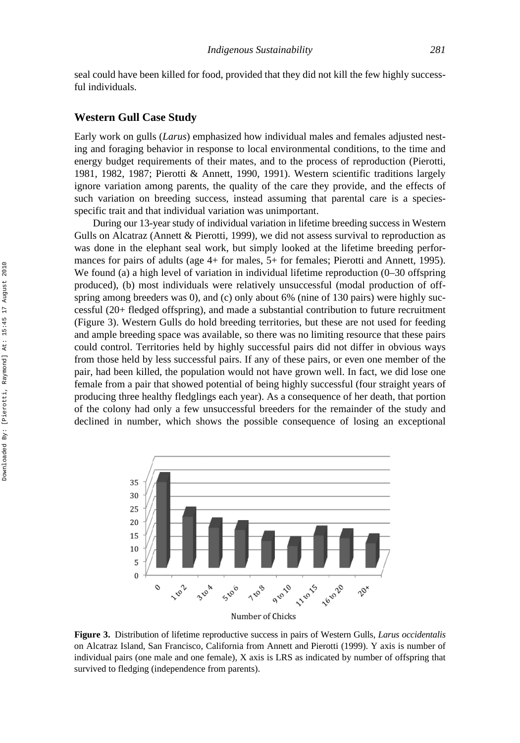seal could have been killed for food, provided that they did not kill the few highly successful individuals.

## Western Gull Case Study

Early work on gulls (*Larus*) emphasized how individual males and females adjusted nesting and foraging behavior in response to local environmental conditions, to the time and energy budget requirements of their mates, and to the process of reproduction (Pierotti, 1981, 1982, 1987; Pierotti & Annett, 1990, 1991). Western scientific traditions largely ignore variation among parents, the quality of the care they provide, and the effects of such variation on breeding success, instead assuming that parental care is a species-specific trait and that individual variation was unimportant.

During our 13-year study of individual variation in lifetime breeding success in Western Gulls on Alcatraz (Annett & Pierotti, 1999), we did not assess survival to reproduction as was done in the elephant seal work, but simply looked at the lifetime breeding performances for pairs of adults (age 4+ for males, 5+ for females; Pierotti and Annett, 1995). We found (a) a high level of variation in individual lifetime reproduction (0–30 offspring produced), (b) most individuals were relatively unsuccessful (modal production of offspring among breeders was 0), and (c) only about 6% (nine of 130 pairs) were highly successful (20+ fledged offspring), and made a substantial contribution to future recruitment (Figure 3). Western Gulls do hold breeding territories, but these are not used for feeding and ample breeding space was available, so there was no limiting resource that these pairs could control. Territories held by highly successful pairs did not differ in obvious ways from those held by less successful pairs. If any of these pairs, or even one member of the pair, had been killed, the population would not have grown well. In fact, we did lose one female from a pair that showed potential of being highly successful (four straight years of producing three healthy fledglings each year). As a consequence of her death, that portion of the colony had only a few unsuccessful breeders for the remainder of the study and declined in number, which shows the possible consequence of losing an exceptional

**Figure 3.** Distribution of lifetime reproductive success in pairs of Western Gulls, *Larus occidentalis* on Alcatraz Island, San Francisco, California from Annett and Pierotti (1999). Y axis is number of individual pairs (one male and one female), X axis is LRS as indicated by number of offspring that survived to fledging (independence from parents).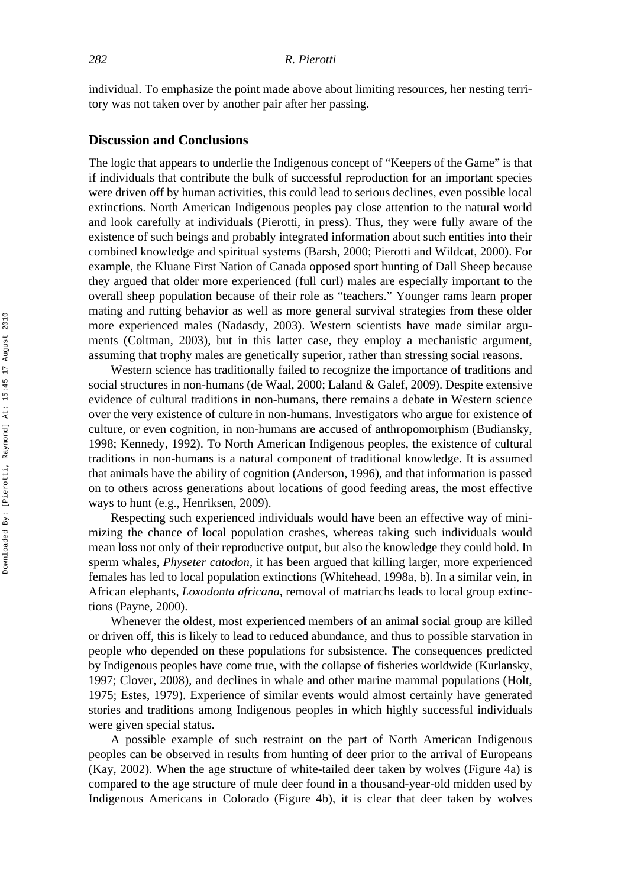individual. To emphasize the point made above about limiting resources, her nesting territory was not taken over by another pair after her passing.

## Discussion and Conclusions

The logic that appears to underlie the Indigenous concept of "Keepers of the Game" is that if individuals that contribute the bulk of successful reproduction for an important species were driven off by human activities, this could lead to serious declines, even possible local extinctions. North American Indigenous peoples pay close attention to the natural world and look carefully at individuals (Pierotti, in press). Thus, they were fully aware of the existence of such beings and probably integrated information about such entities into their combined knowledge and spiritual systems (Barsh, 2000; Pierotti and Wildcat, 2000). For example, the Kluane First Nation of Canada opposed sport hunting of Dall Sheep because they argued that older more experienced (full curl) males are especially important to the overall sheep population because of their role as "teachers." Younger rams learn proper mating and rutting behavior as well as more general survival strategies from these older more experienced males (Nadasdy, 2003). Western scientists have made similar arguments (Coltman, 2003), but in this latter case, they employ a mechanistic argument, assuming that trophy males are genetically superior, rather than stressing social reasons.

Western science has traditionally failed to recognize the importance of traditions and social structures in non-humans (de Waal, 2000; Laland & Galef, 2009). Despite extensive evidence of cultural traditions in non-humans, there remains a debate in Western science over the very existence of culture in non-humans. Investigators who argue for existence of culture, or even cognition, in non-humans are accused of anthropomorphism (Budiansky, 1998; Kennedy, 1992). To North American Indigenous peoples, the existence of cultural traditions in non-humans is a natural component of traditional knowledge. It is assumed that animals have the ability of cognition (Anderson, 1996), and that information is passed on to others across generations about locations of good feeding areas, the most effective ways to hunt (e.g., Henriksen, 2009).

Respecting such experienced individuals would have been an effective way of minimizing the chance of local population crashes, whereas taking such individuals would mean loss not only of their reproductive output, but also the knowledge they could hold. In sperm whales, *Physeter catodon*, it has been argued that killing larger, more experienced females has led to local population extinctions (Whitehead, 1998a, b). In a similar vein, in African elephants, *Loxodonta africana*, removal of matriarchs leads to local group extinctions (Payne, 2000).

Whenever the oldest, most experienced members of an animal social group are killed or driven off, this is likely to lead to reduced abundance, and thus to possible starvation in people who depended on these populations for subsistence. The consequences predicted by Indigenous peoples have come true, with the collapse of fisheries worldwide (Kurlansky, 1997; Clover, 2008), and declines in whale and other marine mammal populations (Holt, 1975; Estes, 1979). Experience of similar events would almost certainly have generated stories and traditions among Indigenous peoples in which highly successful individuals were given special status.

A possible example of such restraint on the part of North American Indigenous peoples can be observed in results from hunting of deer prior to the arrival of Europeans (Kay, 2002). When the age structure of white-tailed deer taken by wolves (Figure 4a) is compared to the age structure of mule deer found in a thousand-year-old midden used by Indigenous Americans in Colorado (Figure 4b), it is clear that deer taken by wolves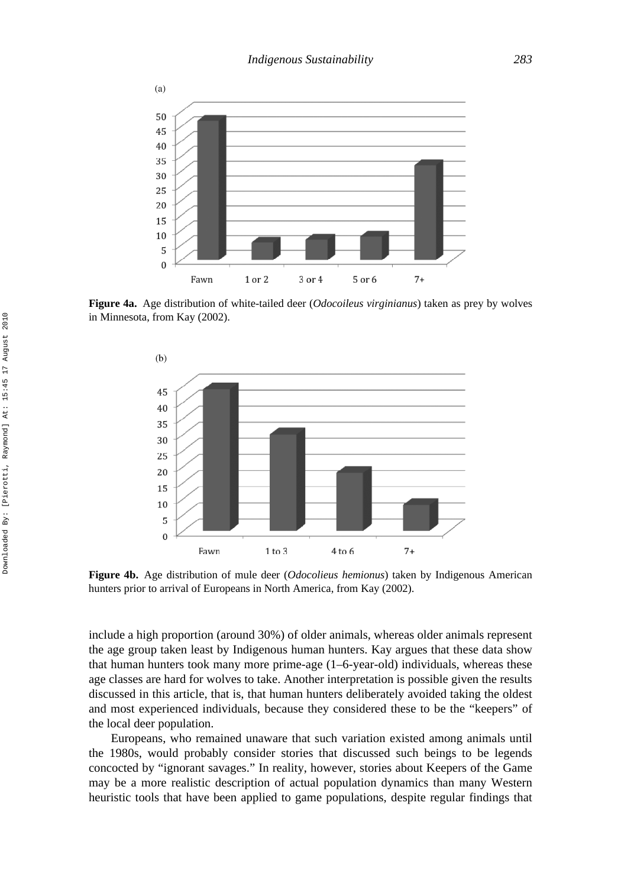**Figure 4a.** Age distribution of white-tailed deer (*Odocoileus virginianus*) taken as prey by wolves in Minnesota, from Kay (2002).

**Figure 4b.** Age distribution of mule deer (*Odocolieus hemionus*) taken by Indigenous American hunters prior to arrival of Europeans in North America, from Kay (2002).

include a high proportion (around 30%) of older animals, whereas older animals represent the age group taken least by Indigenous human hunters. Kay argues that these data show that human hunters took many more prime-age (1–6-year-old) individuals, whereas these age classes are hard for wolves to take. Another interpretation is possible given the results discussed in this article, that is, that human hunters deliberately avoided taking the oldest and most experienced individuals, because they considered these to be the "keepers" of the local deer population.

Europeans, who remained unaware that such variation existed among animals until the 1980s, would probably consider stories that discussed such beings to be legends concocted by "ignorant savages." In reality, however, stories about Keepers of the Game may be a more realistic description of actual population dynamics than many Western heuristic tools that have been applied to game populations, despite regular findings that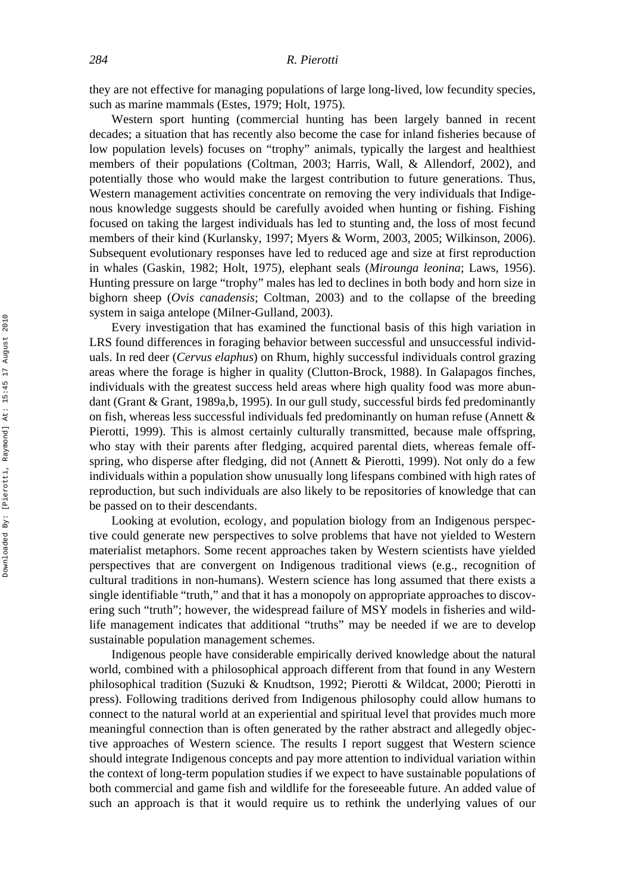they are not effective for managing populations of large long-lived, low fecundity species, such as marine mammals (Estes, 1979; Holt, 1975).

Western sport hunting (commercial hunting has been largely banned in recent decades; a situation that has recently also become the case for inland fisheries because of low population levels) focuses on "trophy" animals, typically the largest and healthiest members of their populations (Coltman, 2003; Harris, Wall, & Allendorf, 2002), and potentially those who would make the largest contribution to future generations. Thus, Western management activities concentrate on removing the very individuals that Indigenous knowledge suggests should be carefully avoided when hunting or fishing. Fishing focused on taking the largest individuals has led to stunting and, the loss of most fecund members of their kind (Kurlansky, 1997; Myers & Worm, 2003, 2005; Wilkinson, 2006). Subsequent evolutionary responses have led to reduced age and size at first reproduction in whales (Gaskin, 1982; Holt, 1975), elephant seals (*Mirounga leonina*; Laws, 1956). Hunting pressure on large "trophy" males has led to declines in both body and horn size in bighorn sheep (*Ovis canadensis*; Coltman, 2003) and to the collapse of the breeding system in saiga antelope (Milner-Gulland, 2003).

Every investigation that has examined the functional basis of this high variation in LRS found differences in foraging behavior between successful and unsuccessful individuals. In red deer (*Cervus elaphus*) on Rhum, highly successful individuals control grazing areas where the forage is higher in quality (Clutton-Brock, 1988). In Galapagos finches, individuals with the greatest success held areas where high quality food was more abundant (Grant & Grant, 1989a,b, 1995). In our gull study, successful birds fed predominantly on fish, whereas less successful individuals fed predominantly on human refuse (Annett & Pierotti, 1999). This is almost certainly culturally transmitted, because male offspring, who stay with their parents after fledging, acquired parental diets, whereas female offspring, who disperse after fledging, did not (Annett & Pierotti, 1999). Not only do a few individuals within a population show unusually long lifespans combined with high rates of reproduction, but such individuals are also likely to be repositories of knowledge that can be passed on to their descendants.

Looking at evolution, ecology, and population biology from an Indigenous perspective could generate new perspectives to solve problems that have not yielded to Western materialist metaphors. Some recent approaches taken by Western scientists have yielded perspectives that are convergent on Indigenous traditional views (e.g., recognition of cultural traditions in non-humans). Western science has long assumed that there exists a single identifiable "truth," and that it has a monopoly on appropriate approaches to discovering such "truth"; however, the widespread failure of MSY models in fisheries and wildlife management indicates that additional "truths" may be needed if we are to develop sustainable population management schemes.

Indigenous people have considerable empirically derived knowledge about the natural world, combined with a philosophical approach different from that found in any Western philosophical tradition (Suzuki & Knudtson, 1992; Pierotti & Wildcat, 2000; Pierotti in press). Following traditions derived from Indigenous philosophy could allow humans to connect to the natural world at an experiential and spiritual level that provides much more meaningful connection than is often generated by the rather abstract and allegedly objective approaches of Western science. The results I report suggest that Western science should integrate Indigenous concepts and pay more attention to individual variation within the context of long-term population studies if we expect to have sustainable populations of both commercial and game fish and wildlife for the foreseeable future. An added value of such an approach is that it would require us to rethink the underlying values of our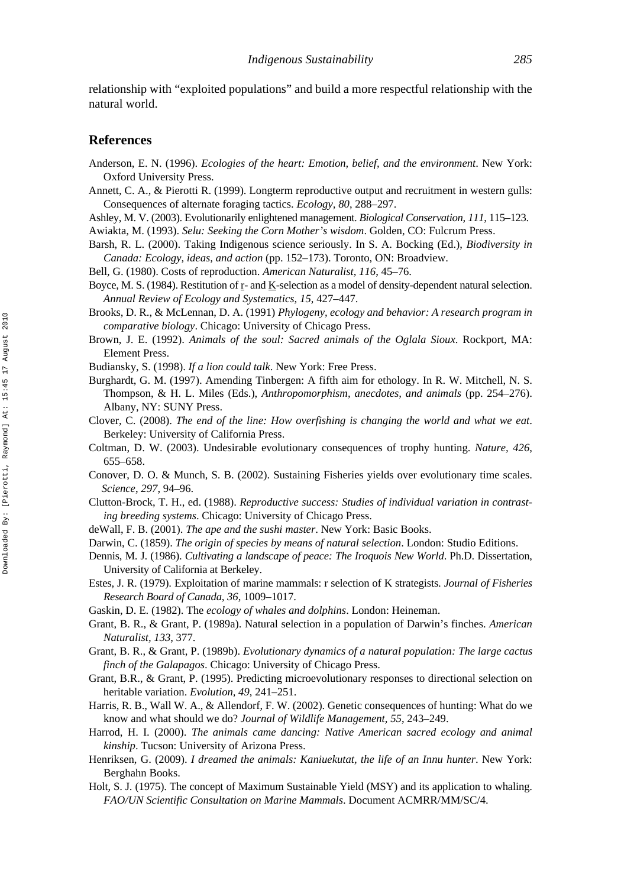relationship with "exploited populations" and build a more respectful relationship with the natural world.

## References

Anderson, E. N. (1996). *Ecologies of the heart: Emotion, belief, and the environment*. New York: Oxford University Press.

Annett, C. A., & Pierotti R. (1999). Longterm reproductive output and recruitment in western gulls: Consequences of alternate foraging tactics. *Ecology, 80*, 288–297.

Ashley, M. V. (2003). Evolutionarily enlightened management. *Biological Conservation, 111*, 115–123.

Awiakta, M. (1993). *Selu: Seeking the Corn Mother's wisdom*. Golden, CO: Fulcrum Press.

Barsh, R. L. (2000). Taking Indigenous science seriously. In S. A. Bocking (Ed.), *Biodiversity in Canada: Ecology, ideas, and action* (pp. 152–173). Toronto, ON: Broadview.

Bell, G. (1980). Costs of reproduction. *American Naturalist, 116*, 45–76.

Boyce, M. S. (1984). Restitution of r- and K-selection as a model of density-dependent natural selection. *Annual Review of Ecology and Systematics, 15*, 427–447.

Brooks, D. R., & McLennan, D. A. (1991) *Phylogeny, ecology and behavior: A research program in comparative biology*. Chicago: University of Chicago Press.

Brown, J. E. (1992). *Animals of the soul: Sacred animals of the Oglala Sioux*. Rockport, MA: Element Press.

Budiansky, S. (1998). *If a lion could talk*. New York: Free Press.

Burghardt, G. M. (1997). Amending Tinbergen: A fifth aim for ethology. In R. W. Mitchell, N. S. Thompson, & H. L. Miles (Eds.), *Anthropomorphism, anecdotes, and animals* (pp. 254–276). Albany, NY: SUNY Press.

Clover, C. (2008). *The end of the line: How overfishing is changing the world and what we eat*. Berkeley: University of California Press.

Coltman, D. W. (2003). Undesirable evolutionary consequences of trophy hunting. *Nature, 426*, 655–658.

Conover, D. O. & Munch, S. B. (2002). Sustaining Fisheries yields over evolutionary time scales. *Science, 297*, 94–96.

Clutton-Brock, T. H., ed. (1988). *Reproductive success: Studies of individual variation in contrasting breeding systems*. Chicago: University of Chicago Press.

deWall, F. B. (2001). *The ape and the sushi master*. New York: Basic Books.

Darwin, C. (1859). *The origin of species by means of natural selection*. London: Studio Editions.

Dennis, M. J. (1986). *Cultivating a landscape of peace: The Iroquois New World*. Ph.D. Dissertation, University of California at Berkeley.

Estes, J. R. (1979). Exploitation of marine mammals: r selection of K strategists. *Journal of Fisheries Research Board of Canada, 36*, 1009–1017.

Gaskin, D. E. (1982). The *ecology of whales and dolphins*. London: Heineman.

Grant, B. R., & Grant, P. (1989a). Natural selection in a population of Darwin's finches. *American Naturalist, 133*, 377.

Grant, B. R., & Grant, P. (1989b). *Evolutionary dynamics of a natural population: The large cactus finch of the Galapagos*. Chicago: University of Chicago Press.

Grant, B.R., & Grant, P. (1995). Predicting microevolutionary responses to directional selection on heritable variation. *Evolution, 49*, 241–251.

Harris, R. B., Wall W. A., & Allendorf, F. W. (2002). Genetic consequences of hunting: What do we know and what should we do? *Journal of Wildlife Management, 55*, 243–249.

Harrod, H. I. (2000). *The animals came dancing: Native American sacred ecology and animal kinship*. Tucson: University of Arizona Press.

Henriksen, G. (2009). *I dreamed the animals: Kaniuekutat, the life of an Innu hunter*. New York: Berghahn Books.

Holt, S. J. (1975). The concept of Maximum Sustainable Yield (MSY) and its application to whaling. *FAO/UN Scientific Consultation on Marine Mammals*. Document ACMRR/MM/SC/4.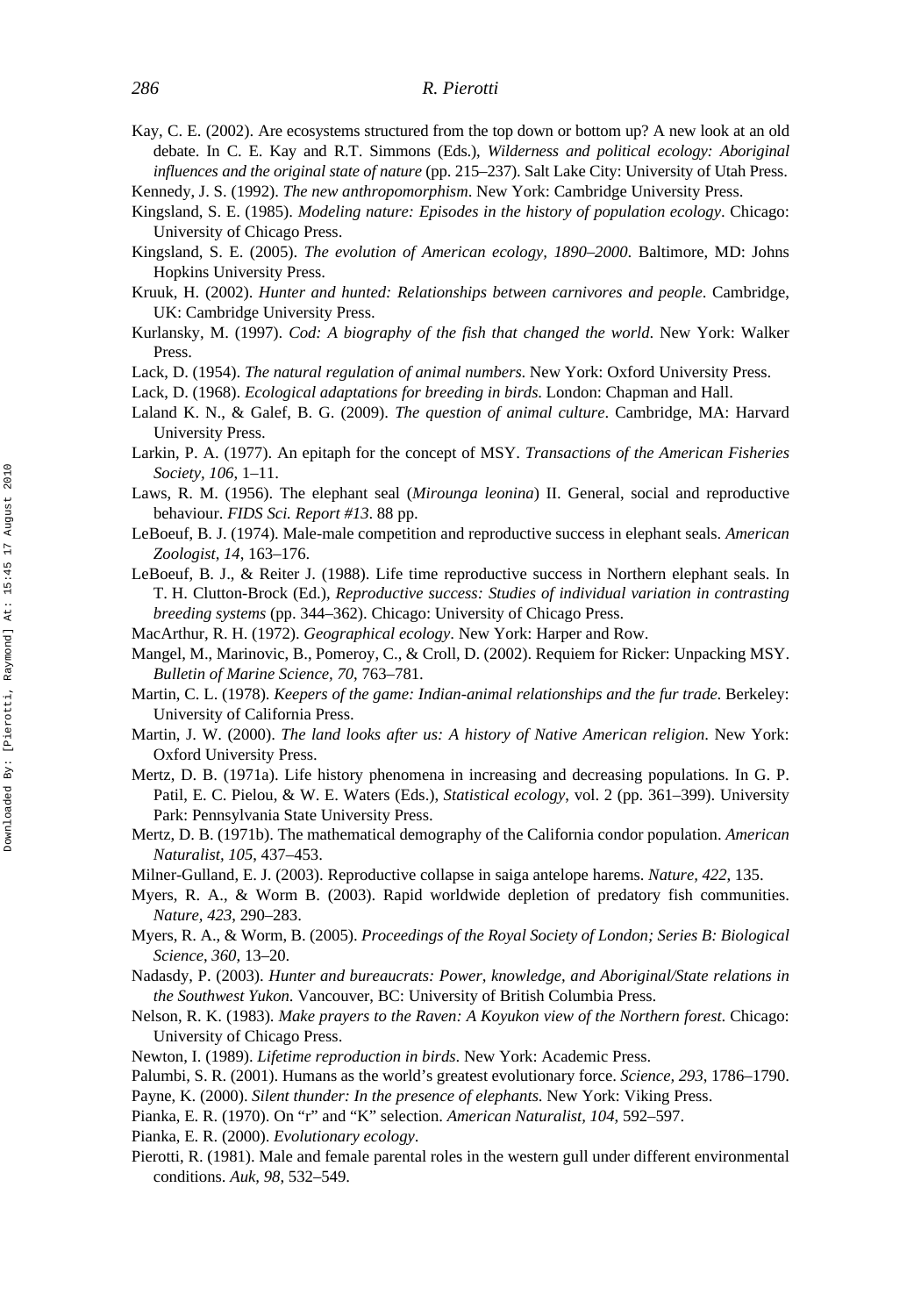Kay, C. E. (2002). Are ecosystems structured from the top down or bottom up? A new look at an old debate. In C. E. Kay and R.T. Simmons (Eds.), *Wilderness and political ecology: Aboriginal influences and the original state of nature* (pp. 215–237). Salt Lake City: University of Utah Press.

Kennedy, J. S. (1992). *The new anthropomorphism*. New York: Cambridge University Press.

Kingsland, S. E. (1985). *Modeling nature: Episodes in the history of population ecology*. Chicago: University of Chicago Press.

Kingsland, S. E. (2005). *The evolution of American ecology, 1890–2000*. Baltimore, MD: Johns Hopkins University Press.

Kruuk, H. (2002). *Hunter and hunted: Relationships between carnivores and people*. Cambridge, UK: Cambridge University Press.

Kurlansky, M. (1997). *Cod: A biography of the fish that changed the world*. New York: Walker Press.

Lack, D. (1954). *The natural regulation of animal numbers*. New York: Oxford University Press.

Lack, D. (1968). *Ecological adaptations for breeding in birds*. London: Chapman and Hall.

Laland K. N., & Galef, B. G. (2009). *The question of animal culture*. Cambridge, MA: Harvard University Press.

Larkin, P. A. (1977). An epitaph for the concept of MSY. *Transactions of the American Fisheries Society, 106*, 1–11.

Laws, R. M. (1956). The elephant seal (*Mirounga leonina*) II. General, social and reproductive behaviour. *FIDS Sci. Report #13*. 88 pp.

LeBoeuf, B. J. (1974). Male-male competition and reproductive success in elephant seals. *American Zoologist, 14*, 163–176.

LeBoeuf, B. J., & Reiter J. (1988). Life time reproductive success in Northern elephant seals. In T. H. Clutton-Brock (Ed.), *Reproductive success: Studies of individual variation in contrasting breeding systems* (pp. 344–362). Chicago: University of Chicago Press.

MacArthur, R. H. (1972). *Geographical ecology*. New York: Harper and Row.

Mangel, M., Marinovic, B., Pomeroy, C., & Croll, D. (2002). Requiem for Ricker: Unpacking MSY. *Bulletin of Marine Science, 70*, 763–781.

Martin, C. L. (1978). *Keepers of the game: Indian-animal relationships and the fur trade*. Berkeley: University of California Press.

Martin, J. W. (2000). *The land looks after us: A history of Native American religion*. New York: Oxford University Press.

Mertz, D. B. (1971a). Life history phenomena in increasing and decreasing populations. In G. P. Patil, E. C. Pielou, & W. E. Waters (Eds.), *Statistical ecology*, vol. 2 (pp. 361–399). University Park: Pennsylvania State University Press.

Mertz, D. B. (1971b). The mathematical demography of the California condor population. *American Naturalist, 105*, 437–453.

Milner-Gulland, E. J. (2003). Reproductive collapse in saiga antelope harems. *Nature, 422*, 135.

Myers, R. A., & Worm B. (2003). Rapid worldwide depletion of predatory fish communities. *Nature, 423*, 290–283.

Myers, R. A., & Worm, B. (2005). *Proceedings of the Royal Society of London; Series B: Biological Science, 360*, 13–20.

Nadasdy, P. (2003). *Hunter and bureaucrats: Power, knowledge, and Aboriginal/State relations in the Southwest Yukon*. Vancouver, BC: University of British Columbia Press.

Nelson, R. K. (1983). *Make prayers to the Raven: A Koyukon view of the Northern forest*. Chicago: University of Chicago Press.

Newton, I. (1989). *Lifetime reproduction in birds*. New York: Academic Press.

Palumbi, S. R. (2001). Humans as the world's greatest evolutionary force. *Science, 293*, 1786–1790.

Payne, K. (2000). *Silent thunder: In the presence of elephants*. New York: Viking Press.

Pianka, E. R. (1970). On "r" and "K" selection. *American Naturalist, 104*, 592–597.

Pianka, E. R. (2000). *Evolutionary ecology*.

Pierotti, R. (1981). Male and female parental roles in the western gull under different environmental conditions. *Auk, 98*, 532–549.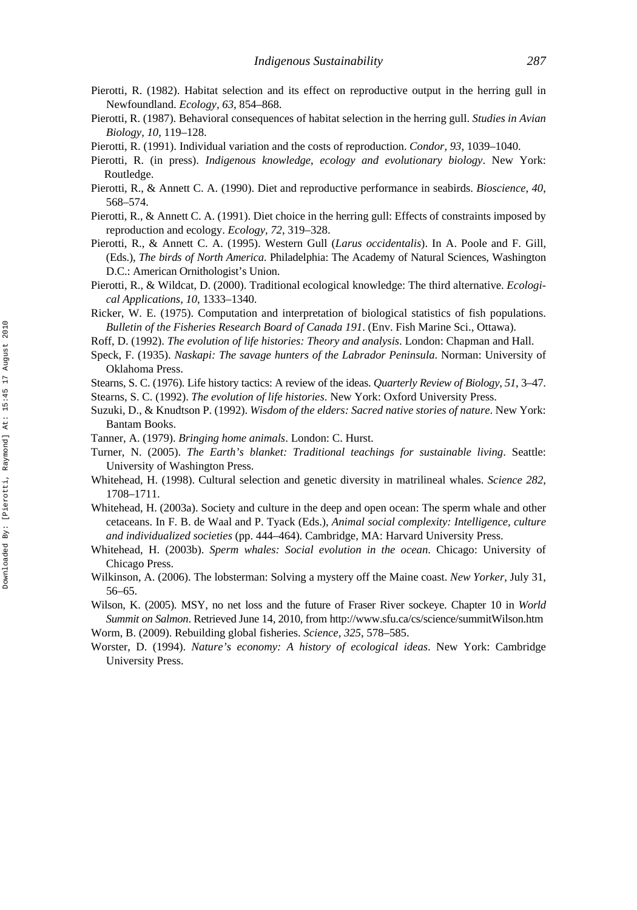Pierotti, R. (1982). Habitat selection and its effect on reproductive output in the herring gull in Newfoundland. *Ecology, 63*, 854–868.

Pierotti, R. (1987). Behavioral consequences of habitat selection in the herring gull. *Studies in Avian Biology, 10*, 119–128.

Pierotti, R. (1991). Individual variation and the costs of reproduction. *Condor, 93*, 1039–1040.

Pierotti, R. (in press). *Indigenous knowledge, ecology and evolutionary biology*. New York: Routledge.

Pierotti, R., & Annett C. A. (1990). Diet and reproductive performance in seabirds. *Bioscience, 40*, 568–574.

Pierotti, R., & Annett C. A. (1991). Diet choice in the herring gull: Effects of constraints imposed by reproduction and ecology. *Ecology, 72*, 319–328.

Pierotti, R., & Annett C. A. (1995). Western Gull (*Larus occidentalis*). In A. Poole and F. Gill, (Eds.), *The birds of North America.* Philadelphia: The Academy of Natural Sciences, Washington D.C.: American Ornithologist's Union.

Pierotti, R., & Wildcat, D. (2000). Traditional ecological knowledge: The third alternative. *Ecological Applications, 10*, 1333–1340.

Ricker, W. E. (1975). Computation and interpretation of biological statistics of fish populations. *Bulletin of the Fisheries Research Board of Canada 191*. (Env. Fish Marine Sci., Ottawa).

Roff, D. (1992). *The evolution of life histories: Theory and analysis*. London: Chapman and Hall.

Speck, F. (1935). *Naskapi: The savage hunters of the Labrador Peninsula*. Norman: University of Oklahoma Press.

Stearns, S. C. (1976). Life history tactics: A review of the ideas. *Quarterly Review of Biology, 51*, 3–47.

Stearns, S. C. (1992). *The evolution of life histories*. New York: Oxford University Press.

Suzuki, D., & Knudtson P. (1992). *Wisdom of the elders: Sacred native stories of nature*. New York: Bantam Books.

Tanner, A. (1979). *Bringing home animals*. London: C. Hurst.

Turner, N. (2005). *The Earth's blanket: Traditional teachings for sustainable living*. Seattle: University of Washington Press.

Whitehead, H. (1998). Cultural selection and genetic diversity in matrilineal whales. *Science 282*, 1708–1711.

Whitehead, H. (2003a). Society and culture in the deep and open ocean: The sperm whale and other cetaceans. In F. B. de Waal and P. Tyack (Eds.), *Animal social complexity: Intelligence, culture and individualized societies* (pp. 444–464). Cambridge, MA: Harvard University Press.

Whitehead, H. (2003b). *Sperm whales: Social evolution in the ocean*. Chicago: University of Chicago Press.

Wilkinson, A. (2006). The lobsterman: Solving a mystery off the Maine coast. *New Yorker*, July 31, 56–65.

Wilson, K. (2005). MSY, no net loss and the future of Fraser River sockeye. Chapter 10 in *World Summit on Salmon*. Retrieved June 14, 2010, from http://www.sfu.ca/cs/science/summitWilson.htm

Worm, B. (2009). Rebuilding global fisheries. *Science, 325*, 578–585.

Worster, D. (1994). *Nature's economy: A history of ecological ideas*. New York: Cambridge University Press.